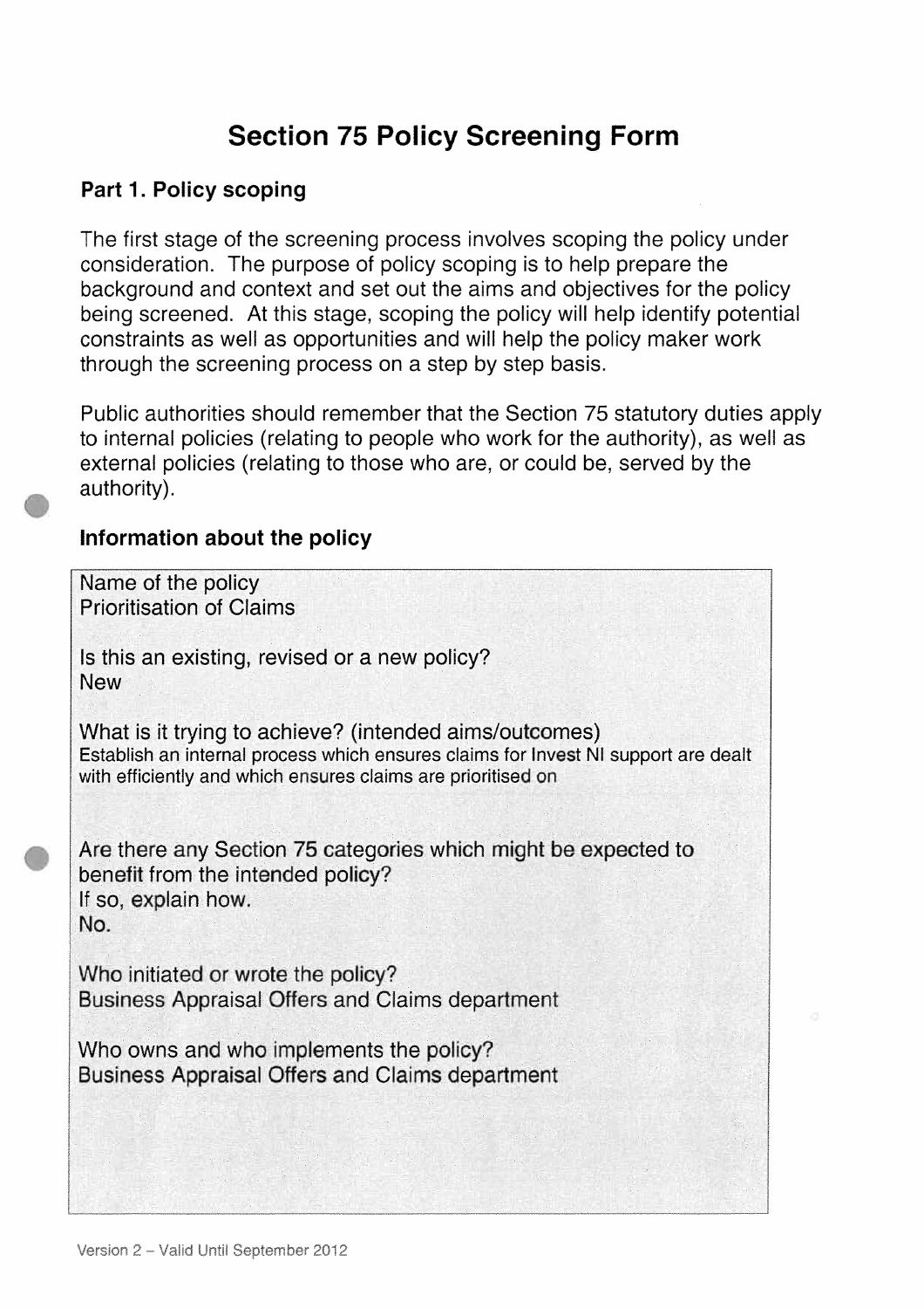# Section 75 Policy Screening Form

## Part 1. Policy scoping

The first stage of the screening process involves scoping the policy under consideration. The purpose of policy scoping is to help prepare the background and context and set out the aims and objectives for the policy being screened. At this stage, scoping the policy will help identify potential constraints as well as opportunities and will help the policy maker work through the screening process on a step by step basis.

Public authorities should remember that the Section 75 statutory duties apply to internal policies (relating to people who work for the authority), as well as external policies (relating to those who are, or could be, served by the authority).

### Information about the policy

Name of the policy
Prioritisation of Claims

Is this an existing, revised or a new policy?
New

What is it trying to achieve? (intended aims/outcomes)
Establish an internal process which ensures claims for Invest NI support are dealt with efficiently and which ensures claims are prioritised on

Are there any Section 75 categories which might be expected to benefit from the intended policy?
If so, explain how.
No.

Who initiated or wrote the policy?
Business Appraisal Offers and Claims department

Who owns and who implements the policy?
Business Appraisal Offers and Claims department

Version 2 – Valid Until September 2012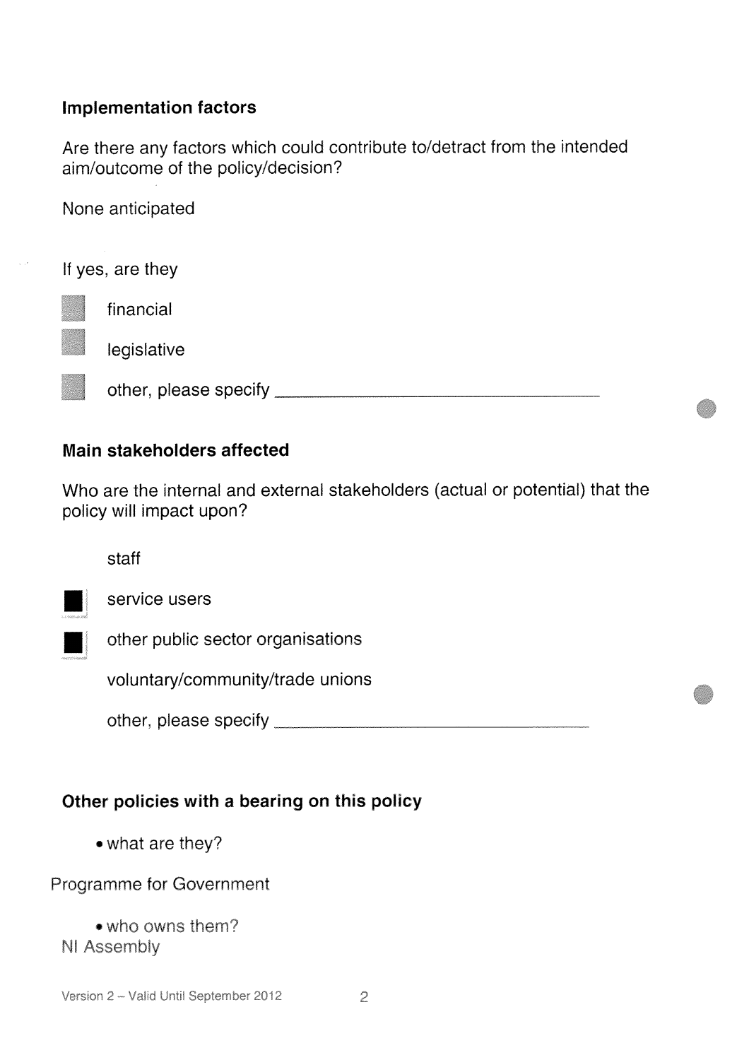### Implementation factors

Are there any factors which could contribute to/detract from the intended aim/outcome of the policy/decision?

None anticipated

If yes, are they

- [ ] financial
- [ ] legislative
- [ ] other, please specify ______________________

### Main stakeholders affected

Who are the internal and external stakeholders (actual or potential) that the policy will impact upon?

- [ ] staff
- [x] service users
- [x] other public sector organisations
- [ ] voluntary/community/trade unions
- [ ] other, please specify ______________________

### Other policies with a bearing on this policy

- what are they?

Programme for Government

- who owns them?

NI Assembly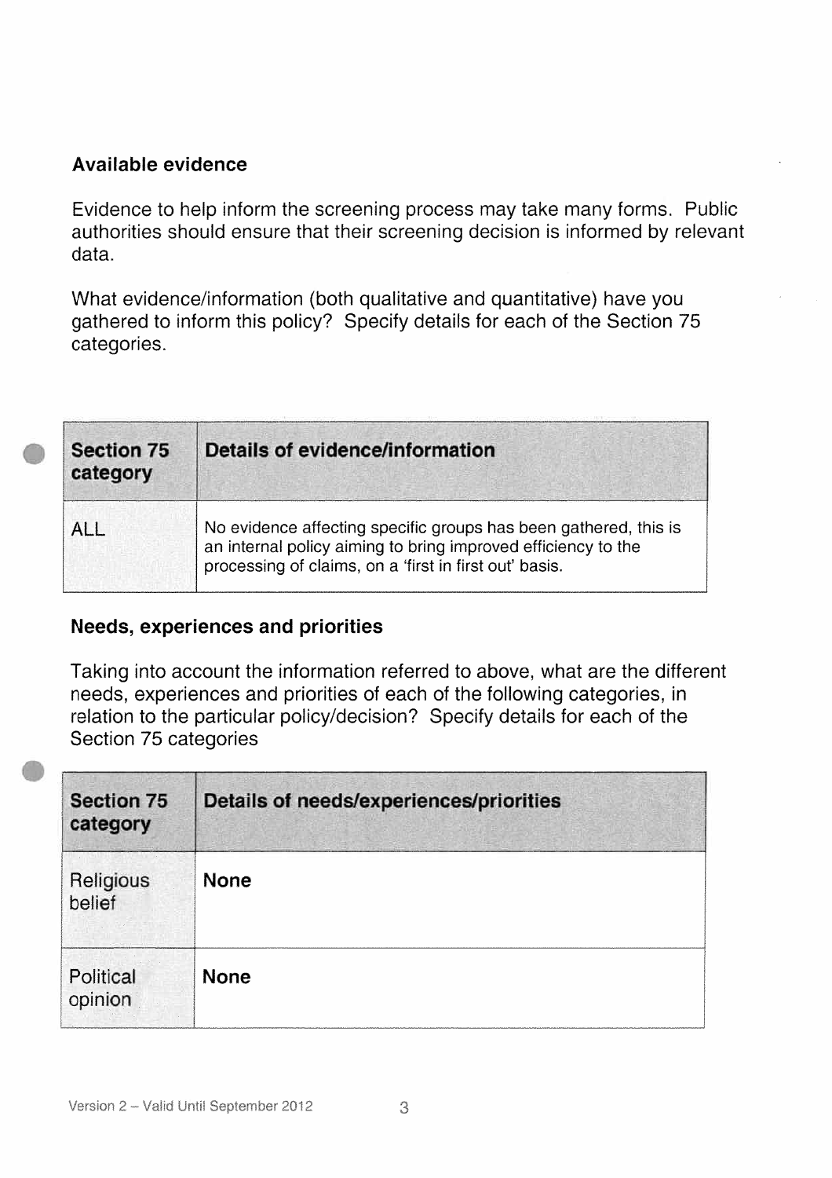### Available evidence

Evidence to help inform the screening process may take many forms. Public authorities should ensure that their screening decision is informed by relevant data.

What evidence/information (both qualitative and quantitative) have you gathered to inform this policy? Specify details for each of the Section 75 categories.

| Section 75 category | Details of evidence/information |
| --- | --- |
| ALL | No evidence affecting specific groups has been gathered, this is an internal policy aiming to bring improved efficiency to the processing of claims, on a 'first in first out' basis. |

### Needs, experiences and priorities

Taking into account the information referred to above, what are the different needs, experiences and priorities of each of the following categories, in relation to the particular policy/decision? Specify details for each of the Section 75 categories

| Section 75 category | Details of needs/experiences/priorities |
| --- | --- |
| Religious belief | **None** |
| Political opinion | **None** |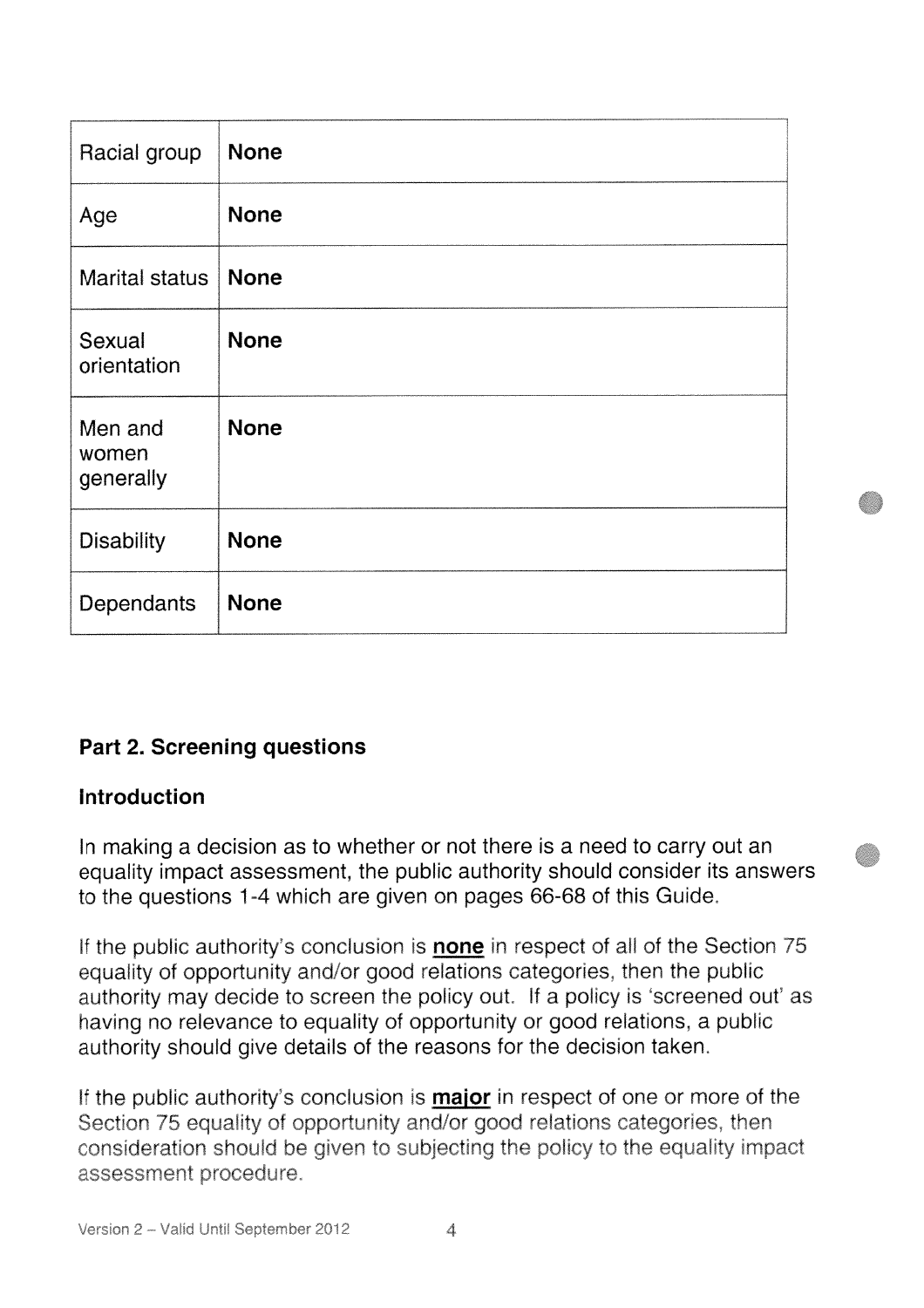| Racial group | **None** |
|---|---|
| Age | **None** |
| Marital status | **None** |
| Sexual orientation | **None** |
| Men and women generally | **None** |
| Disability | **None** |
| Dependants | **None** |

## Part 2. Screening questions

### Introduction

In making a decision as to whether or not there is a need to carry out an equality impact assessment, the public authority should consider its answers to the questions 1-4 which are given on pages 66-68 of this Guide.

If the public authority's conclusion is **none** in respect of all of the Section 75 equality of opportunity and/or good relations categories, then the public authority may decide to screen the policy out. If a policy is 'screened out' as having no relevance to equality of opportunity or good relations, a public authority should give details of the reasons for the decision taken.

If the public authority's conclusion is **major** in respect of one or more of the Section 75 equality of opportunity and/or good relations categories, then consideration should be given to subjecting the policy to the equality impact assessment procedure.

Version 2 – Valid Until September 2012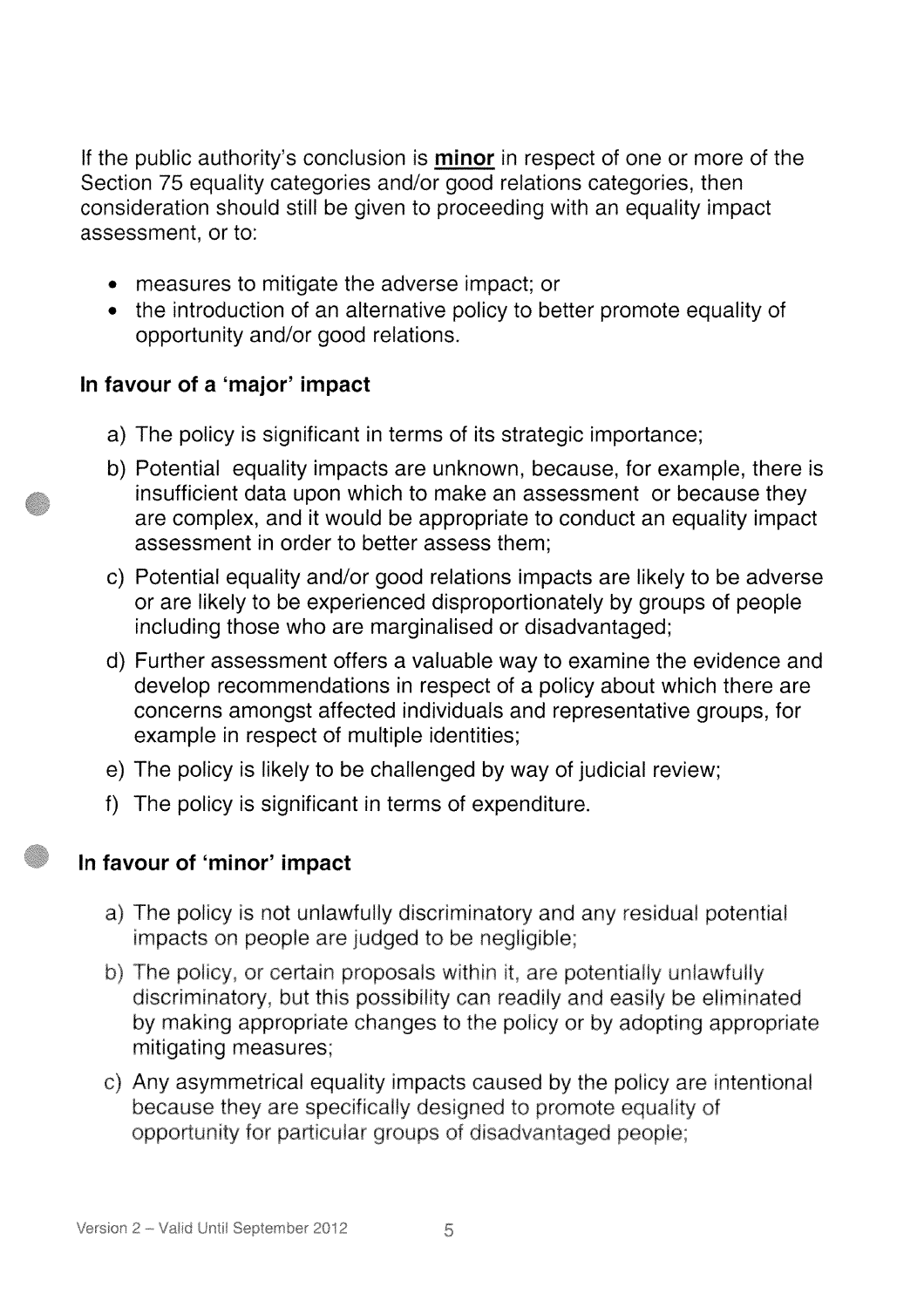If the public authority's conclusion is **minor** in respect of one or more of the Section 75 equality categories and/or good relations categories, then consideration should still be given to proceeding with an equality impact assessment, or to:

- measures to mitigate the adverse impact; or
- the introduction of an alternative policy to better promote equality of opportunity and/or good relations.

### In favour of a 'major' impact

a) The policy is significant in terms of its strategic importance;

b) Potential equality impacts are unknown, because, for example, there is insufficient data upon which to make an assessment or because they are complex, and it would be appropriate to conduct an equality impact assessment in order to better assess them;

c) Potential equality and/or good relations impacts are likely to be adverse or are likely to be experienced disproportionately by groups of people including those who are marginalised or disadvantaged;

d) Further assessment offers a valuable way to examine the evidence and develop recommendations in respect of a policy about which there are concerns amongst affected individuals and representative groups, for example in respect of multiple identities;

e) The policy is likely to be challenged by way of judicial review;

f) The policy is significant in terms of expenditure.

### In favour of 'minor' impact

a) The policy is not unlawfully discriminatory and any residual potential impacts on people are judged to be negligible;

b) The policy, or certain proposals within it, are potentially unlawfully discriminatory, but this possibility can readily and easily be eliminated by making appropriate changes to the policy or by adopting appropriate mitigating measures;

c) Any asymmetrical equality impacts caused by the policy are intentional because they are specifically designed to promote equality of opportunity for particular groups of disadvantaged people;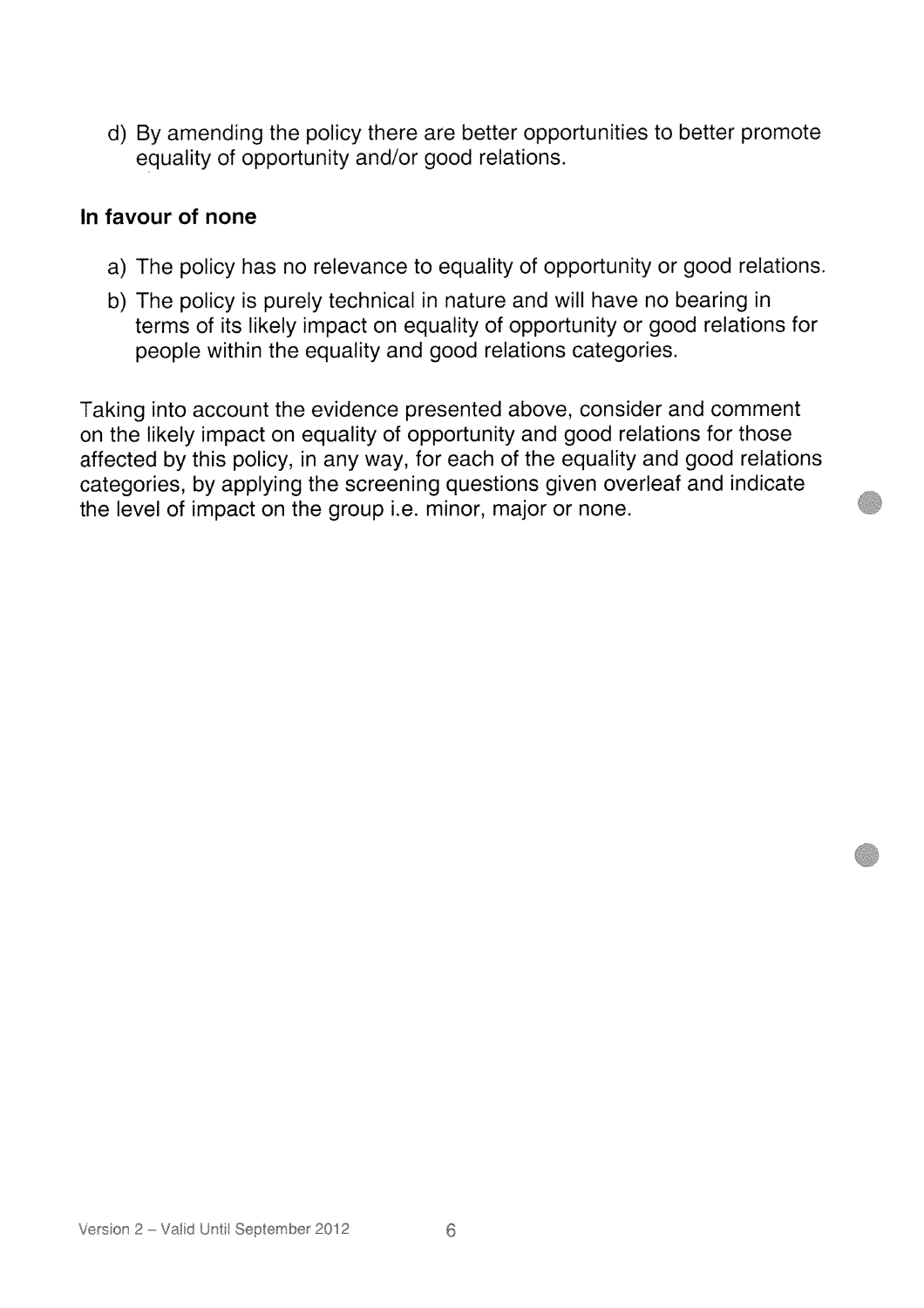d) By amending the policy there are better opportunities to better promote equality of opportunity and/or good relations.

**In favour of none**

a) The policy has no relevance to equality of opportunity or good relations.

b) The policy is purely technical in nature and will have no bearing in terms of its likely impact on equality of opportunity or good relations for people within the equality and good relations categories.

Taking into account the evidence presented above, consider and comment on the likely impact on equality of opportunity and good relations for those affected by this policy, in any way, for each of the equality and good relations categories, by applying the screening questions given overleaf and indicate the level of impact on the group i.e. minor, major or none.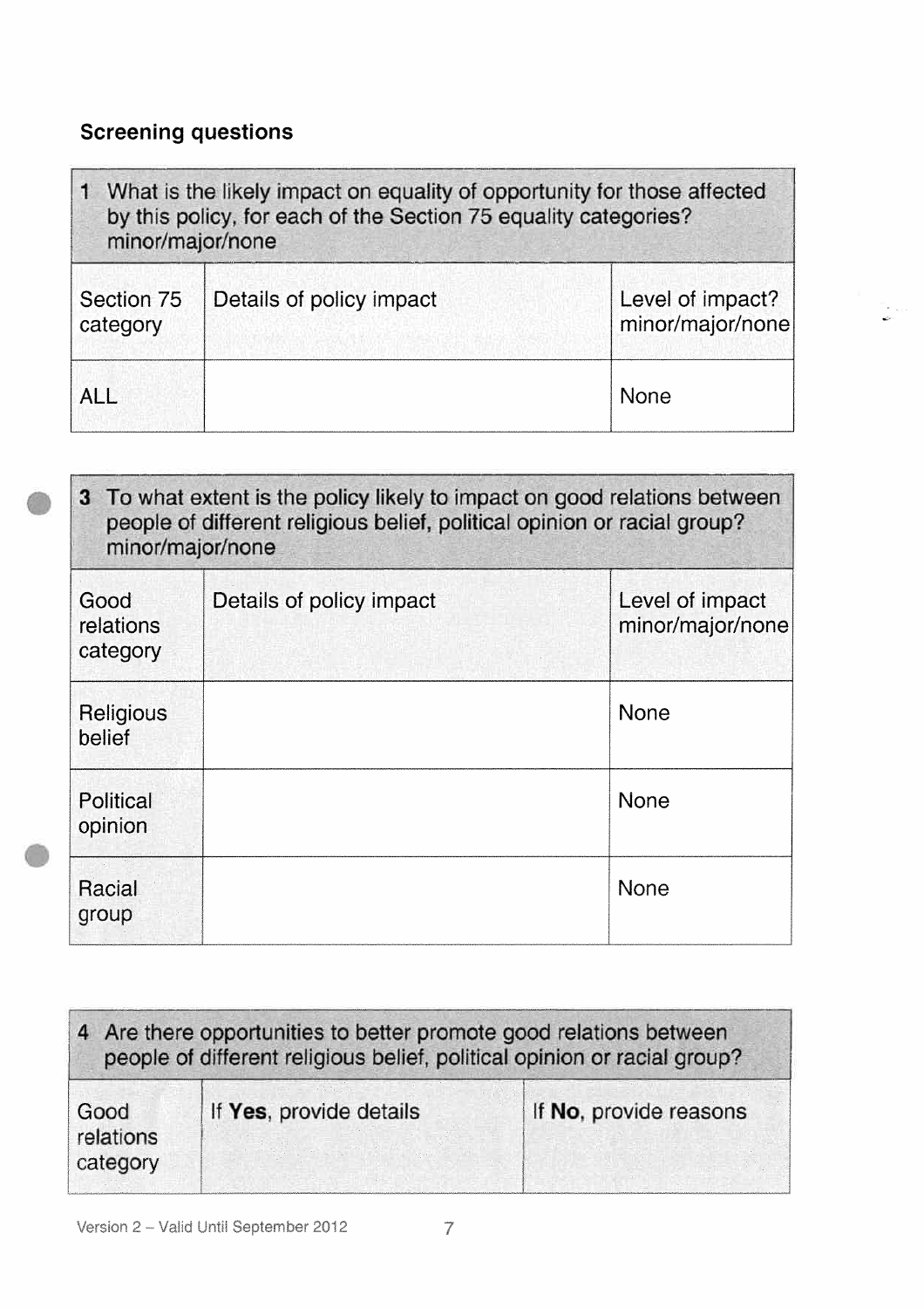### Screening questions

| 1 What is the likely impact on equality of opportunity for those affected by this policy, for each of the Section 75 equality categories? minor/major/none | | |
|---|---|---|
| Section 75 category | Details of policy impact | Level of impact? minor/major/none |
| ALL | | None |

| 3 To what extent is the policy likely to impact on good relations between people of different religious belief, political opinion or racial group? minor/major/none | | |
|---|---|---|
| Good relations category | Details of policy impact | Level of impact minor/major/none |
| Religious belief | | None |
| Political opinion | | None |
| Racial group | | None |

| 4 Are there opportunities to better promote good relations between people of different religious belief, political opinion or racial group? | | |
|---|---|---|
| Good relations category | If **Yes**, provide details | If **No**, provide reasons |

Version 2 – Valid Until September 2012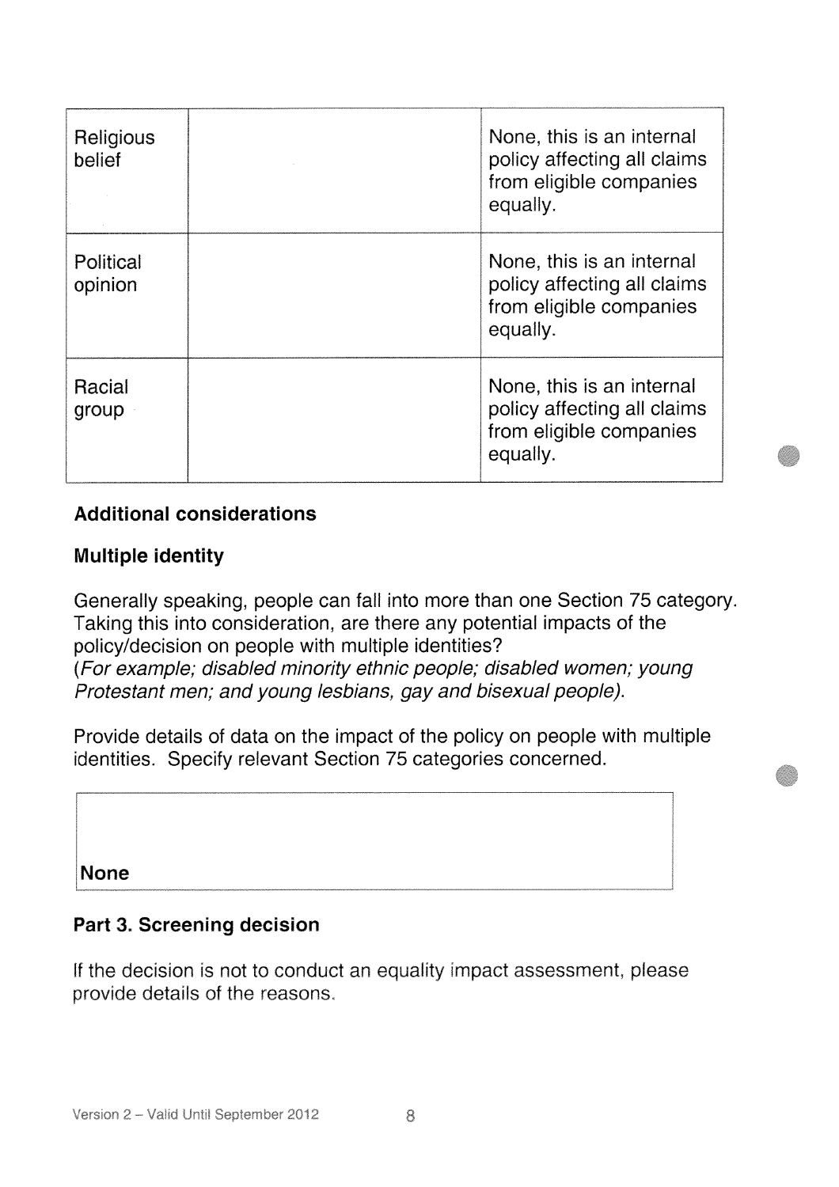| | | |
|---|---|---|
| Religious belief | | None, this is an internal policy affecting all claims from eligible companies equally. |
| Political opinion | | None, this is an internal policy affecting all claims from eligible companies equally. |
| Racial group | | None, this is an internal policy affecting all claims from eligible companies equally. |

**Additional considerations**

**Multiple identity**

Generally speaking, people can fall into more than one Section 75 category. Taking this into consideration, are there any potential impacts of the policy/decision on people with multiple identities?
(*For example; disabled minority ethnic people; disabled women; young Protestant men; and young lesbians, gay and bisexual people).*

Provide details of data on the impact of the policy on people with multiple identities. Specify relevant Section 75 categories concerned.

| |
|---|
| **None** |

**Part 3. Screening decision**

If the decision is not to conduct an equality impact assessment, please provide details of the reasons.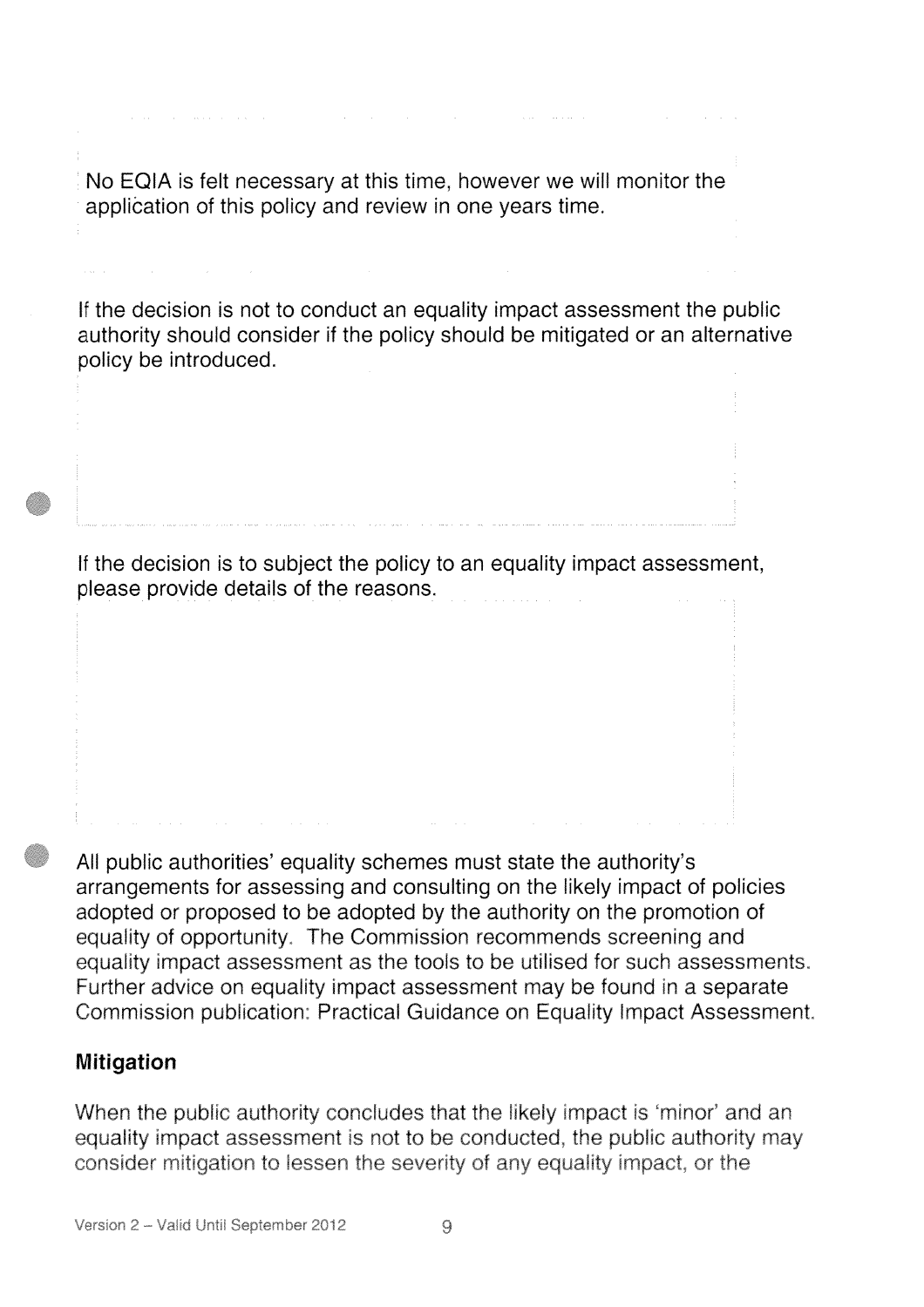No EQIA is felt necessary at this time, however we will monitor the application of this policy and review in one years time.

If the decision is not to conduct an equality impact assessment the public authority should consider if the policy should be mitigated or an alternative policy be introduced.

If the decision is to subject the policy to an equality impact assessment, please provide details of the reasons.

All public authorities' equality schemes must state the authority's arrangements for assessing and consulting on the likely impact of policies adopted or proposed to be adopted by the authority on the promotion of equality of opportunity. The Commission recommends screening and equality impact assessment as the tools to be utilised for such assessments. Further advice on equality impact assessment may be found in a separate Commission publication: Practical Guidance on Equality Impact Assessment.

### Mitigation

When the public authority concludes that the likely impact is 'minor' and an equality impact assessment is not to be conducted, the public authority may consider mitigation to lessen the severity of any equality impact, or the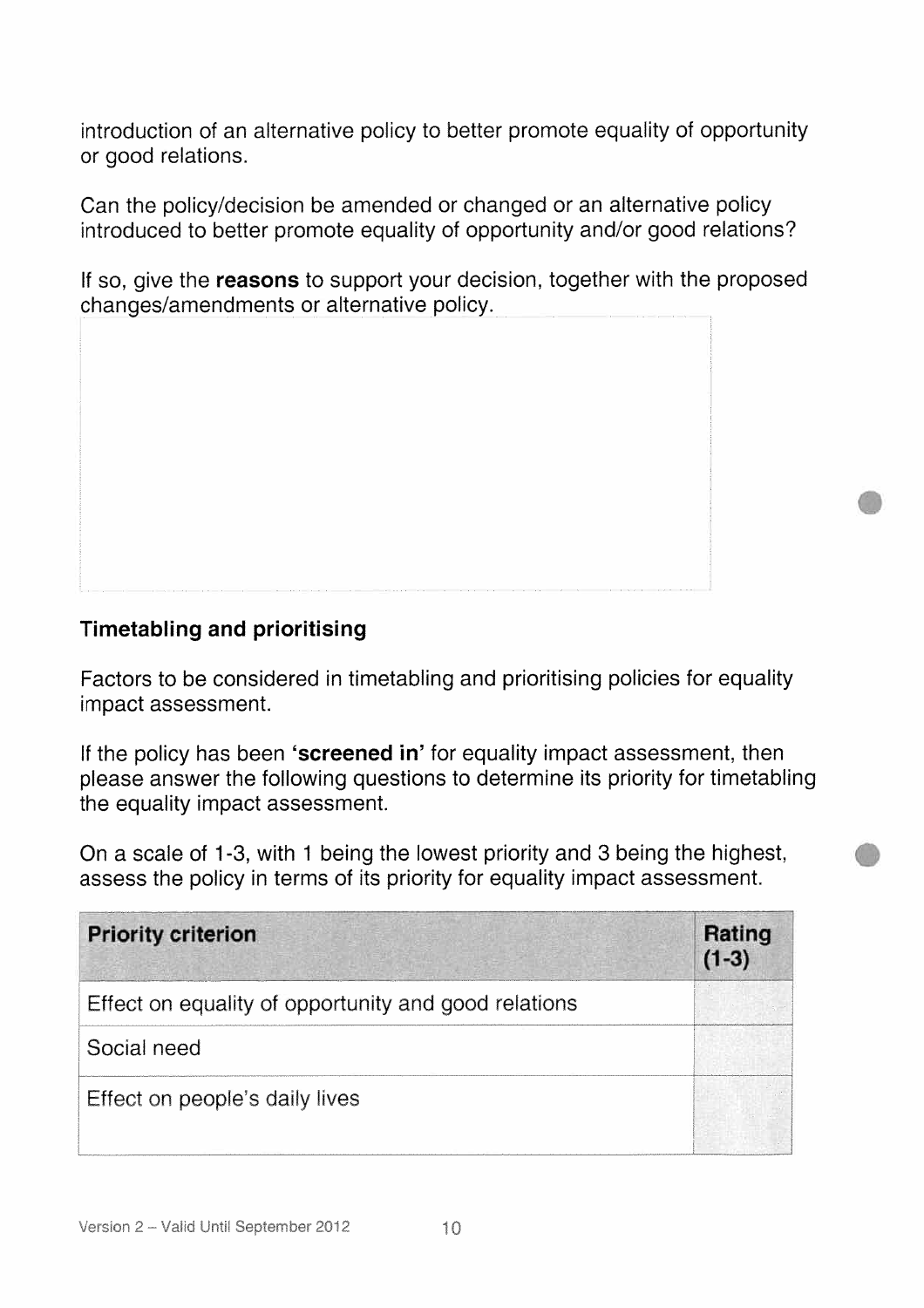introduction of an alternative policy to better promote equality of opportunity or good relations.

Can the policy/decision be amended or changed or an alternative policy introduced to better promote equality of opportunity and/or good relations?

If so, give the **reasons** to support your decision, together with the proposed changes/amendments or alternative policy.

### Timetabling and prioritising

Factors to be considered in timetabling and prioritising policies for equality impact assessment.

If the policy has been **'screened in'** for equality impact assessment, then please answer the following questions to determine its priority for timetabling the equality impact assessment.

On a scale of 1-3, with 1 being the lowest priority and 3 being the highest, assess the policy in terms of its priority for equality impact assessment.

| Priority criterion | Rating (1-3) |
|---|---|
| Effect on equality of opportunity and good relations | |
| Social need | |
| Effect on people's daily lives | |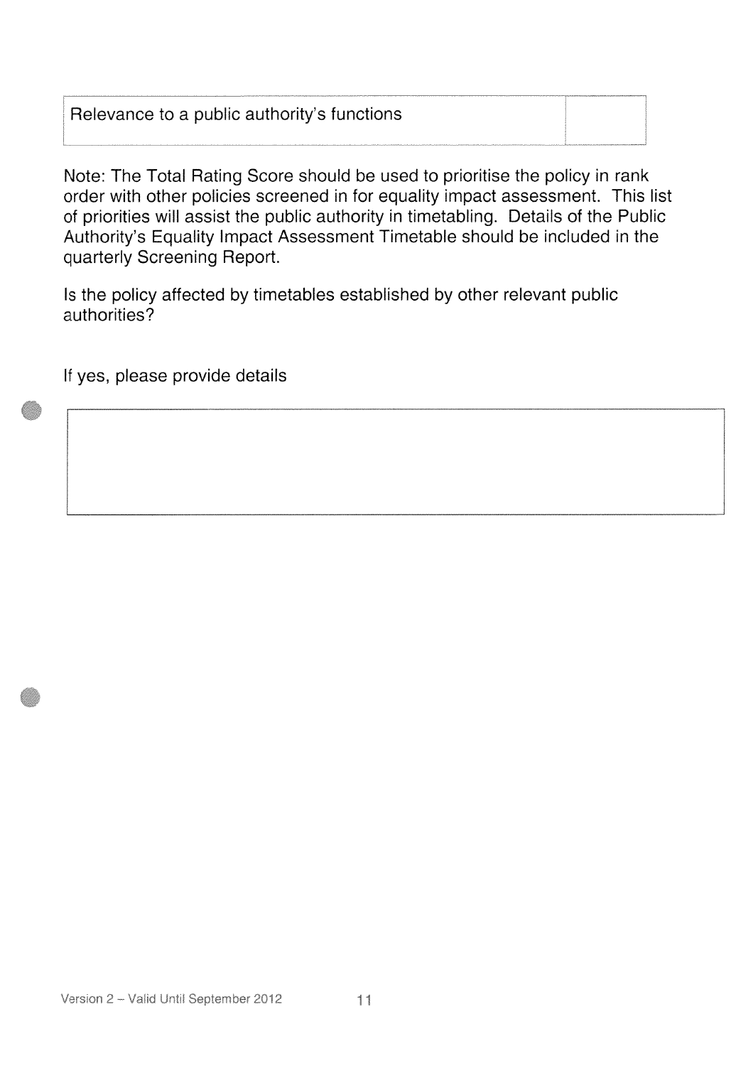| Relevance to a public authority's functions | |
|---|---|

Note: The Total Rating Score should be used to prioritise the policy in rank order with other policies screened in for equality impact assessment. This list of priorities will assist the public authority in timetabling. Details of the Public Authority's Equality Impact Assessment Timetable should be included in the quarterly Screening Report.

Is the policy affected by timetables established by other relevant public authorities?

If yes, please provide details

| |
|---|
| |

Version 2 – Valid Until September 2012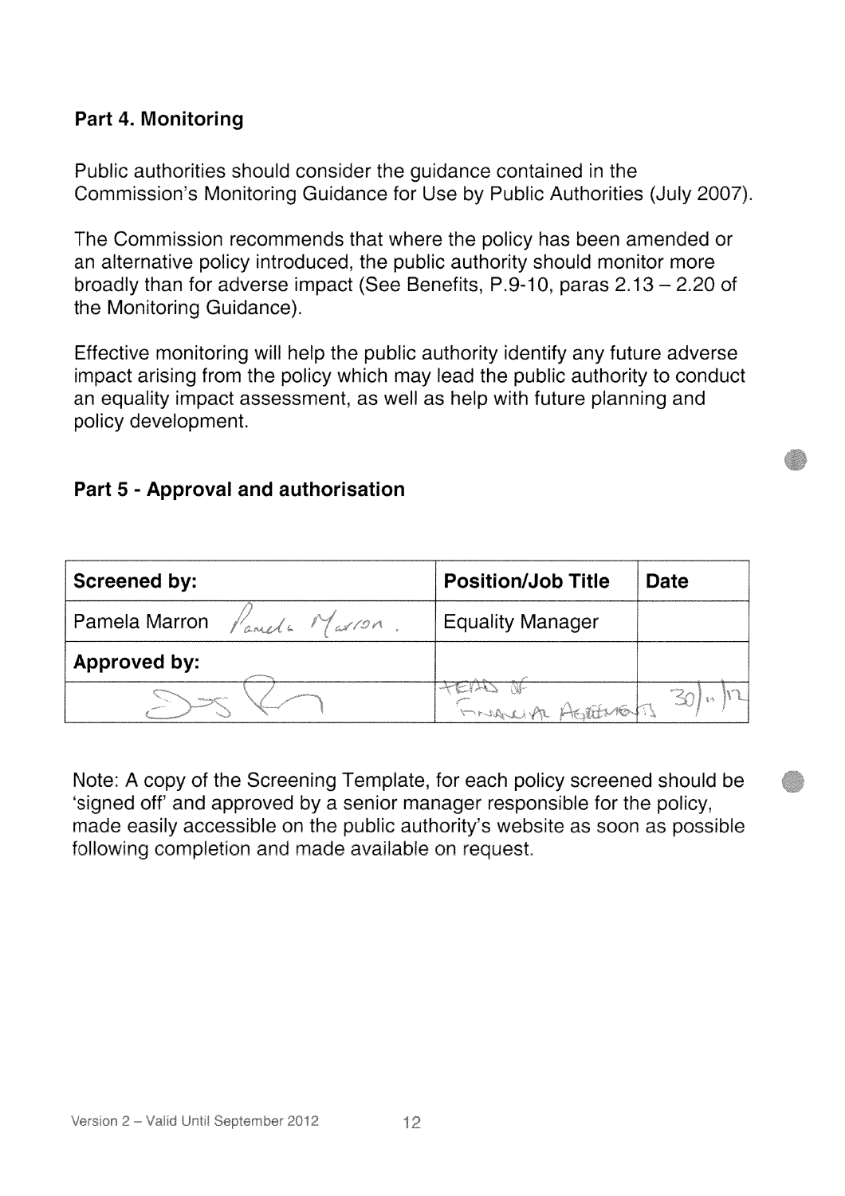## Part 4. Monitoring

Public authorities should consider the guidance contained in the Commission's Monitoring Guidance for Use by Public Authorities (July 2007).

The Commission recommends that where the policy has been amended or an alternative policy introduced, the public authority should monitor more broadly than for adverse impact (See Benefits, P.9-10, paras 2.13 – 2.20 of the Monitoring Guidance).

Effective monitoring will help the public authority identify any future adverse impact arising from the policy which may lead the public authority to conduct an equality impact assessment, as well as help with future planning and policy development.

## Part 5 - Approval and authorisation

| Screened by: | Position/Job Title | Date |
|---|---|---|
| Pamela Marron *Pamela Marron.* | Equality Manager | |
| **Approved by:** | | |
| *[signature]* | Head of Financial Agreements | 30/11/12 |

Note: A copy of the Screening Template, for each policy screened should be 'signed off' and approved by a senior manager responsible for the policy, made easily accessible on the public authority's website as soon as possible following completion and made available on request.

Version 2 – Valid Until September 2012